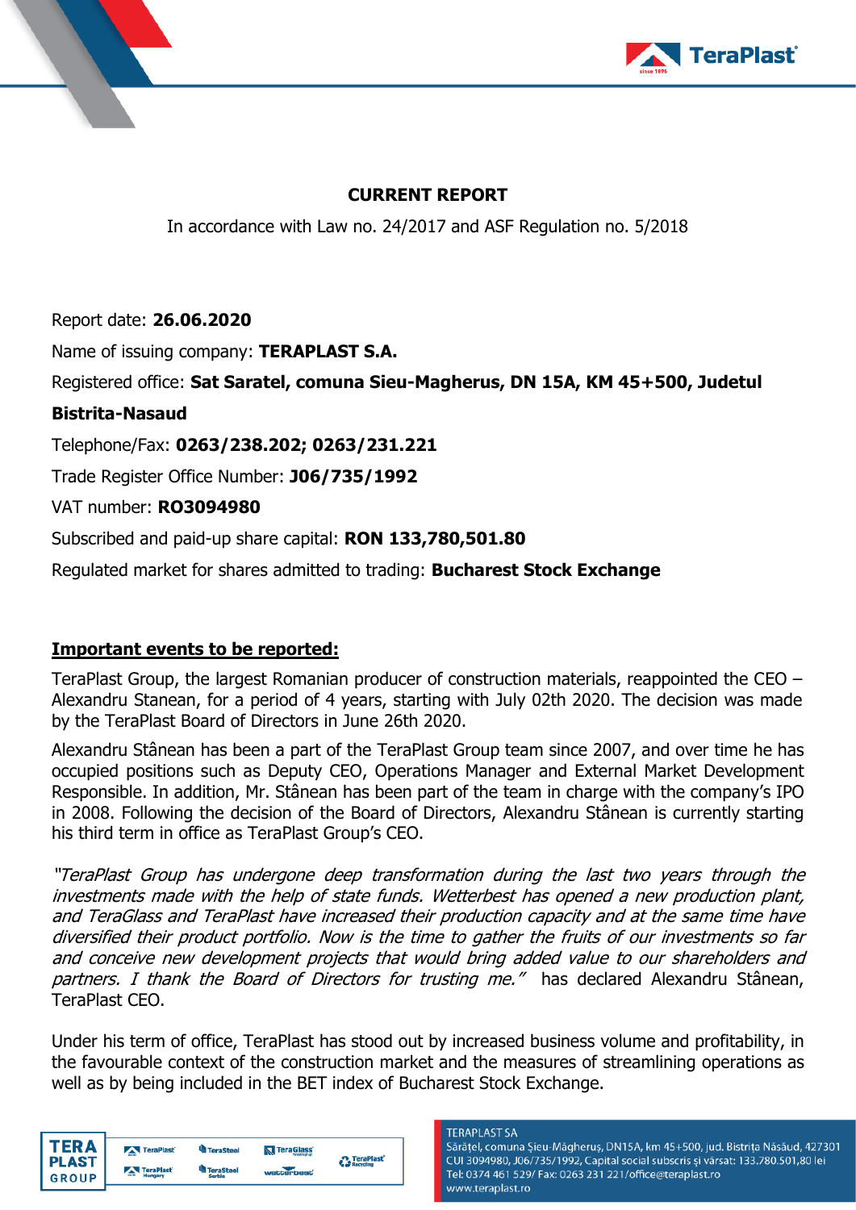**CURRENT REPORT**

In accordance with Law no. 24/2017 and ASF Regulation no. 5/2018

Report date: **26.06.2020**

Name of issuing company: **TERAPLAST S.A.**

Registered office: **Sat Saratel, comuna Sieu-Magherus, DN 15A, KM 45+500, Judetul Bistrita-Nasaud**

Telephone/Fax: **0263/238.202; 0263/231.221**

Trade Register Office Number: **J06/735/1992**

VAT number: **RO3094980**

Subscribed and paid-up share capital: **RON 133,780,501.80**

Regulated market for shares admitted to trading: **Bucharest Stock Exchange**

**Important events to be reported:**

TeraPlast Group, the largest Romanian producer of construction materials, reappointed the CEO – Alexandru Stanean, for a period of 4 years, starting with July 02th 2020. The decision was made by the TeraPlast Board of Directors in June 26th 2020.

Alexandru Stânean has been a part of the TeraPlast Group team since 2007, and over time he has occupied positions such as Deputy CEO, Operations Manager and External Market Development Responsible. In addition, Mr. Stânean has been part of the team in charge with the company's IPO in 2008. Following the decision of the Board of Directors, Alexandru Stânean is currently starting his third term in office as TeraPlast Group's CEO.

*"TeraPlast Group has undergone deep transformation during the last two years through the investments made with the help of state funds. Wetterbest has opened a new production plant, and TeraGlass and TeraPlast have increased their production capacity and at the same time have diversified their product portfolio. Now is the time to gather the fruits of our investments so far and conceive new development projects that would bring added value to our shareholders and partners. I thank the Board of Directors for trusting me."* has declared Alexandru Stânean, TeraPlast CEO.

Under his term of office, TeraPlast has stood out by increased business volume and profitability, in the favourable context of the construction market and the measures of streamlining operations as well as by being included in the BET index of Bucharest Stock Exchange.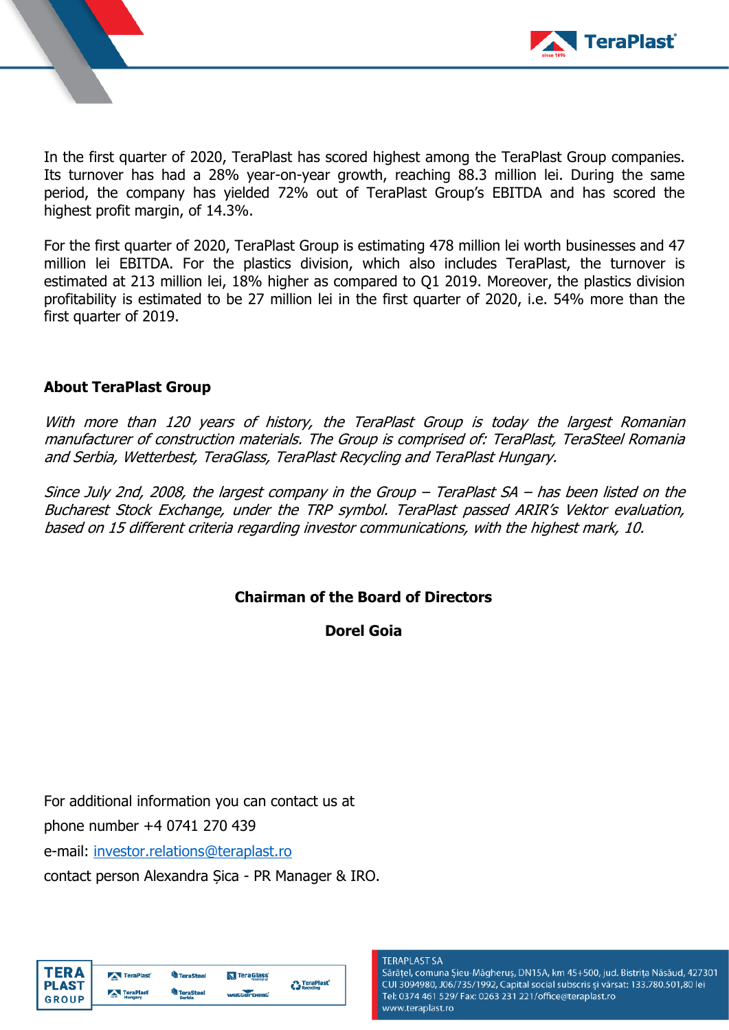In the first quarter of 2020, TeraPlast has scored highest among the TeraPlast Group companies. Its turnover has had a 28% year-on-year growth, reaching 88.3 million lei. During the same period, the company has yielded 72% out of TeraPlast Group's EBITDA and has scored the highest profit margin, of 14.3%.

For the first quarter of 2020, TeraPlast Group is estimating 478 million lei worth businesses and 47 million lei EBITDA. For the plastics division, which also includes TeraPlast, the turnover is estimated at 213 million lei, 18% higher as compared to Q1 2019. Moreover, the plastics division profitability is estimated to be 27 million lei in the first quarter of 2020, i.e. 54% more than the first quarter of 2019.

## About TeraPlast Group

*With more than 120 years of history, the TeraPlast Group is today the largest Romanian manufacturer of construction materials. The Group is comprised of: TeraPlast, TeraSteel Romania and Serbia, Wetterbest, TeraGlass, TeraPlast Recycling and TeraPlast Hungary.*

*Since July 2nd, 2008, the largest company in the Group – TeraPlast SA – has been listed on the Bucharest Stock Exchange, under the TRP symbol. TeraPlast passed ARIR's Vektor evaluation, based on 15 different criteria regarding investor communications, with the highest mark, 10.*

**Chairman of the Board of Directors**

**Dorel Goia**

For additional information you can contact us at

phone number +4 0741 270 439

e-mail: investor.relations@teraplast.ro

contact person Alexandra Șica - PR Manager & IRO.

TERAPLAST SA
Sărățel, comuna Șieu-Măgheruș, DN15A, km 45+500, jud. Bistrița Năsăud, 427301
CUI 3094980, J06/735/1992, Capital social subscris și vărsat: 133.780.501,80 lei
Tel: 0374 461 529/ Fax: 0263 231 221/office@teraplast.ro
www.teraplast.ro